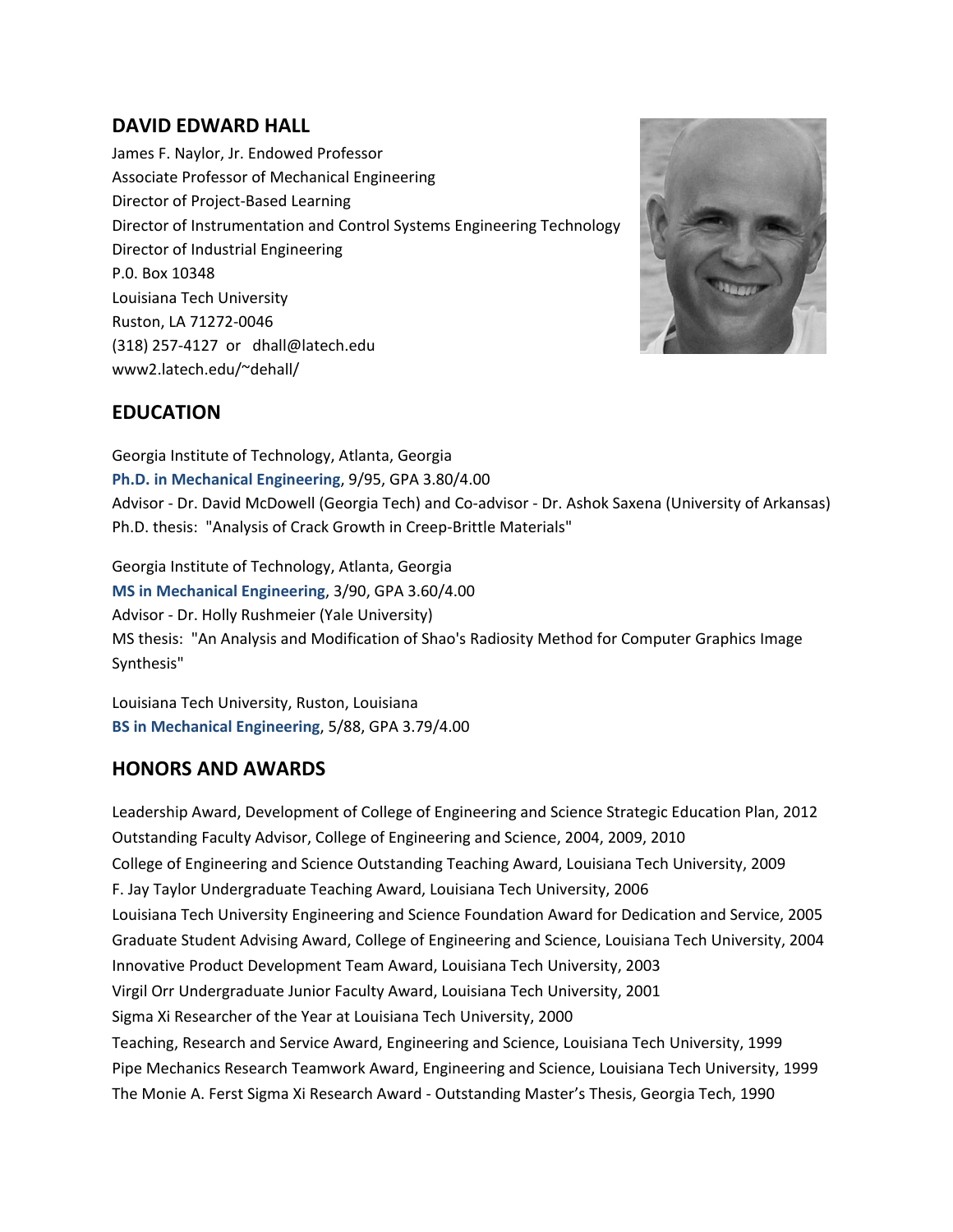# DAVID EDWARD HALL

James F. Naylor, Jr. Endowed Professor
Associate Professor of Mechanical Engineering
Director of Project-Based Learning
Director of Instrumentation and Control Systems Engineering Technology
Director of Industrial Engineering
P.0. Box 10348
Louisiana Tech University
Ruston, LA 71272-0046
(318) 257-4127 or dhall@latech.edu
www2.latech.edu/~dehall/

## EDUCATION

Georgia Institute of Technology, Atlanta, Georgia
**Ph.D. in Mechanical Engineering**, 9/95, GPA 3.80/4.00
Advisor - Dr. David McDowell (Georgia Tech) and Co-advisor - Dr. Ashok Saxena (University of Arkansas)
Ph.D. thesis: "Analysis of Crack Growth in Creep-Brittle Materials"

Georgia Institute of Technology, Atlanta, Georgia
**MS in Mechanical Engineering**, 3/90, GPA 3.60/4.00
Advisor - Dr. Holly Rushmeier (Yale University)
MS thesis: "An Analysis and Modification of Shao's Radiosity Method for Computer Graphics Image Synthesis"

Louisiana Tech University, Ruston, Louisiana
**BS in Mechanical Engineering**, 5/88, GPA 3.79/4.00

## HONORS AND AWARDS

Leadership Award, Development of College of Engineering and Science Strategic Education Plan, 2012
Outstanding Faculty Advisor, College of Engineering and Science, 2004, 2009, 2010
College of Engineering and Science Outstanding Teaching Award, Louisiana Tech University, 2009
F. Jay Taylor Undergraduate Teaching Award, Louisiana Tech University, 2006
Louisiana Tech University Engineering and Science Foundation Award for Dedication and Service, 2005
Graduate Student Advising Award, College of Engineering and Science, Louisiana Tech University, 2004
Innovative Product Development Team Award, Louisiana Tech University, 2003
Virgil Orr Undergraduate Junior Faculty Award, Louisiana Tech University, 2001
Sigma Xi Researcher of the Year at Louisiana Tech University, 2000
Teaching, Research and Service Award, Engineering and Science, Louisiana Tech University, 1999
Pipe Mechanics Research Teamwork Award, Engineering and Science, Louisiana Tech University, 1999
The Monie A. Ferst Sigma Xi Research Award - Outstanding Master's Thesis, Georgia Tech, 1990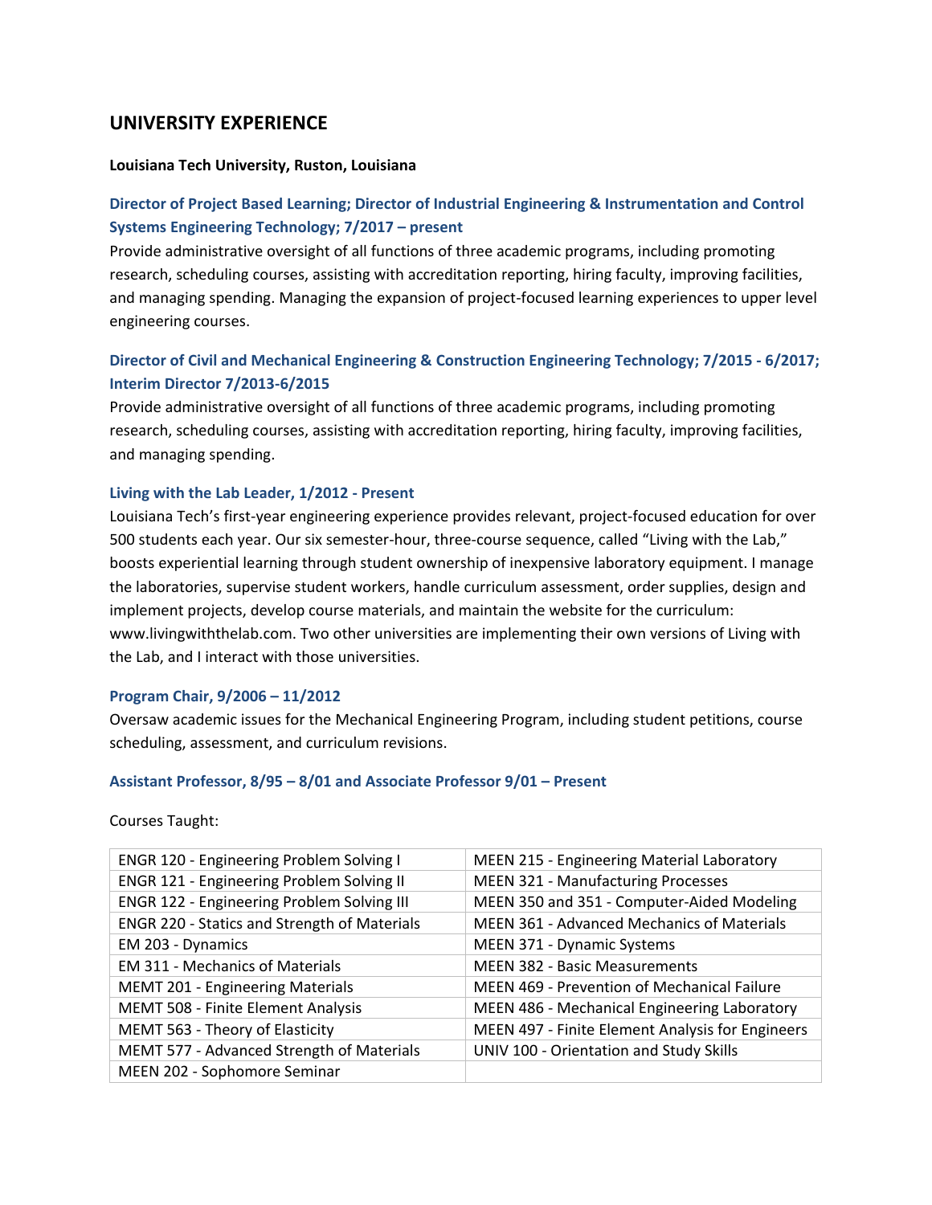## UNIVERSITY EXPERIENCE

**Louisiana Tech University, Ruston, Louisiana**

### Director of Project Based Learning; Director of Industrial Engineering & Instrumentation and Control Systems Engineering Technology; 7/2017 – present

Provide administrative oversight of all functions of three academic programs, including promoting research, scheduling courses, assisting with accreditation reporting, hiring faculty, improving facilities, and managing spending. Managing the expansion of project-focused learning experiences to upper level engineering courses.

### Director of Civil and Mechanical Engineering & Construction Engineering Technology; 7/2015 - 6/2017; Interim Director 7/2013-6/2015

Provide administrative oversight of all functions of three academic programs, including promoting research, scheduling courses, assisting with accreditation reporting, hiring faculty, improving facilities, and managing spending.

### Living with the Lab Leader, 1/2012 - Present

Louisiana Tech's first-year engineering experience provides relevant, project-focused education for over 500 students each year. Our six semester-hour, three-course sequence, called "Living with the Lab," boosts experiential learning through student ownership of inexpensive laboratory equipment. I manage the laboratories, supervise student workers, handle curriculum assessment, order supplies, design and implement projects, develop course materials, and maintain the website for the curriculum: www.livingwiththelab.com. Two other universities are implementing their own versions of Living with the Lab, and I interact with those universities.

### Program Chair, 9/2006 – 11/2012

Oversaw academic issues for the Mechanical Engineering Program, including student petitions, course scheduling, assessment, and curriculum revisions.

### Assistant Professor, 8/95 – 8/01 and Associate Professor 9/01 – Present

Courses Taught:

| | |
|---|---|
| ENGR 120 - Engineering Problem Solving I | MEEN 215 - Engineering Material Laboratory |
| ENGR 121 - Engineering Problem Solving II | MEEN 321 - Manufacturing Processes |
| ENGR 122 - Engineering Problem Solving III | MEEN 350 and 351 - Computer-Aided Modeling |
| ENGR 220 - Statics and Strength of Materials | MEEN 361 - Advanced Mechanics of Materials |
| EM 203 - Dynamics | MEEN 371 - Dynamic Systems |
| EM 311 - Mechanics of Materials | MEEN 382 - Basic Measurements |
| MEMT 201 - Engineering Materials | MEEN 469 - Prevention of Mechanical Failure |
| MEMT 508 - Finite Element Analysis | MEEN 486 - Mechanical Engineering Laboratory |
| MEMT 563 - Theory of Elasticity | MEEN 497 - Finite Element Analysis for Engineers |
| MEMT 577 - Advanced Strength of Materials | UNIV 100 - Orientation and Study Skills |
| MEEN 202 - Sophomore Seminar | |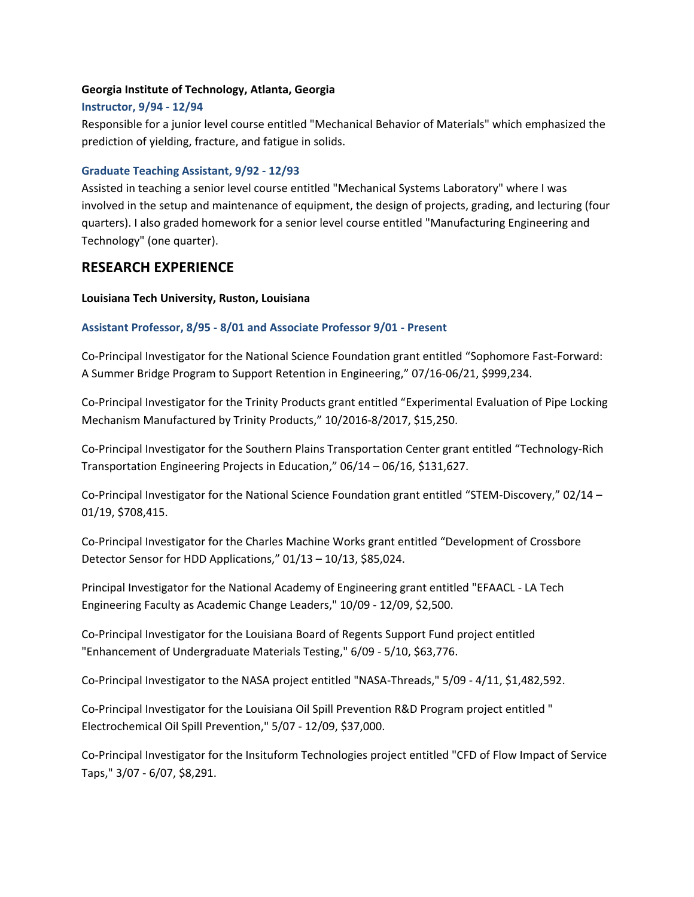**Georgia Institute of Technology, Atlanta, Georgia**

**Instructor, 9/94 - 12/94**

Responsible for a junior level course entitled "Mechanical Behavior of Materials" which emphasized the prediction of yielding, fracture, and fatigue in solids.

**Graduate Teaching Assistant, 9/92 - 12/93**

Assisted in teaching a senior level course entitled "Mechanical Systems Laboratory" where I was involved in the setup and maintenance of equipment, the design of projects, grading, and lecturing (four quarters). I also graded homework for a senior level course entitled "Manufacturing Engineering and Technology" (one quarter).

## RESEARCH EXPERIENCE

**Louisiana Tech University, Ruston, Louisiana**

**Assistant Professor, 8/95 - 8/01 and Associate Professor 9/01 - Present**

Co-Principal Investigator for the National Science Foundation grant entitled “Sophomore Fast-Forward: A Summer Bridge Program to Support Retention in Engineering,” 07/16-06/21, $999,234.

Co-Principal Investigator for the Trinity Products grant entitled “Experimental Evaluation of Pipe Locking Mechanism Manufactured by Trinity Products,” 10/2016-8/2017, $15,250.

Co-Principal Investigator for the Southern Plains Transportation Center grant entitled “Technology-Rich Transportation Engineering Projects in Education,” 06/14 – 06/16, $131,627.

Co-Principal Investigator for the National Science Foundation grant entitled “STEM-Discovery,” 02/14 – 01/19, $708,415.

Co-Principal Investigator for the Charles Machine Works grant entitled “Development of Crossbore Detector Sensor for HDD Applications,” 01/13 – 10/13, $85,024.

Principal Investigator for the National Academy of Engineering grant entitled "EFAACL - LA Tech Engineering Faculty as Academic Change Leaders," 10/09 - 12/09, $2,500.

Co-Principal Investigator for the Louisiana Board of Regents Support Fund project entitled "Enhancement of Undergraduate Materials Testing," 6/09 - 5/10, $63,776.

Co-Principal Investigator to the NASA project entitled "NASA-Threads," 5/09 - 4/11, $1,482,592.

Co-Principal Investigator for the Louisiana Oil Spill Prevention R&D Program project entitled " Electrochemical Oil Spill Prevention," 5/07 - 12/09, $37,000.

Co-Principal Investigator for the Insituform Technologies project entitled "CFD of Flow Impact of Service Taps," 3/07 - 6/07, $8,291.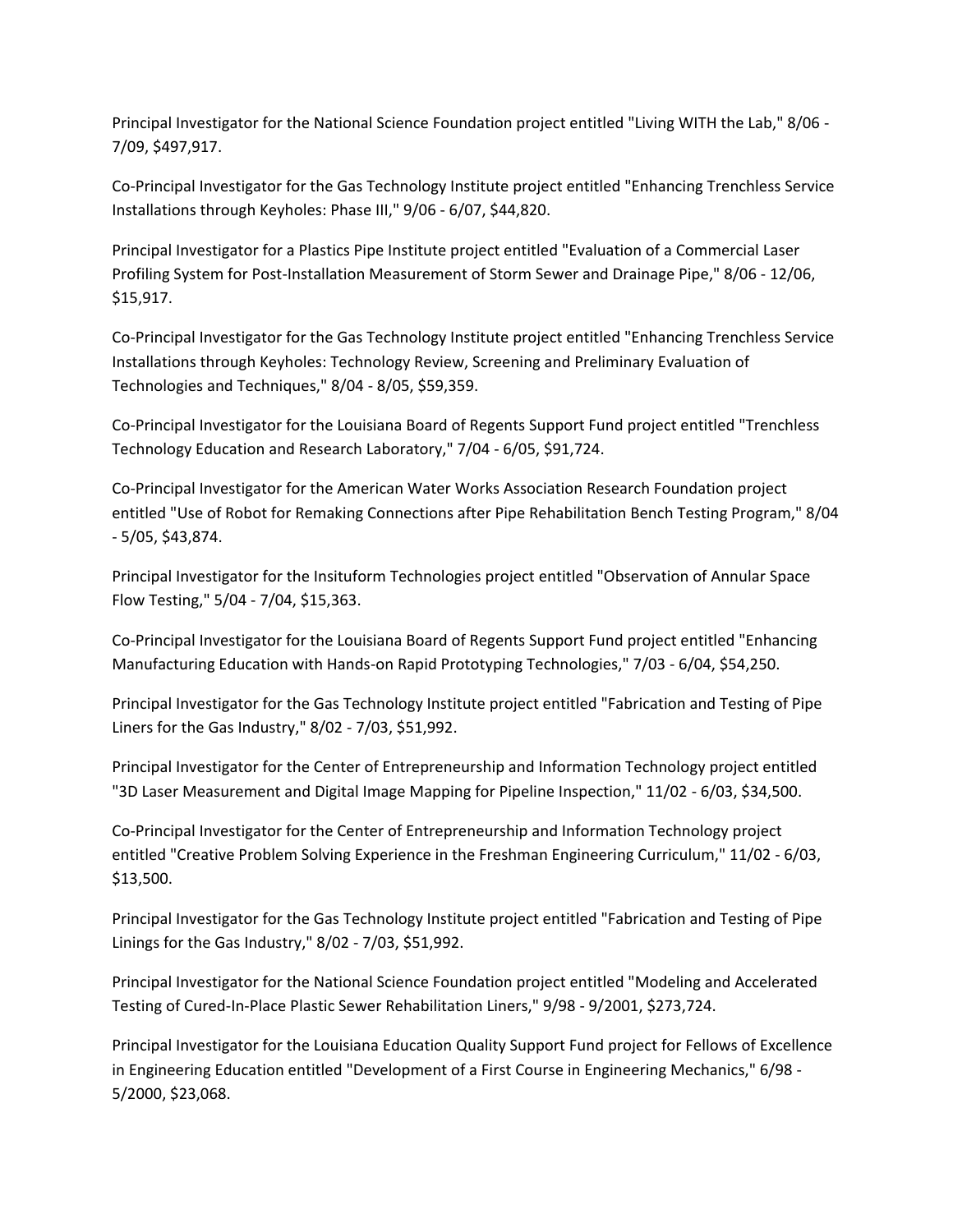Principal Investigator for the National Science Foundation project entitled "Living WITH the Lab," 8/06 - 7/09, $497,917.

Co-Principal Investigator for the Gas Technology Institute project entitled "Enhancing Trenchless Service Installations through Keyholes: Phase III," 9/06 - 6/07, $44,820.

Principal Investigator for a Plastics Pipe Institute project entitled "Evaluation of a Commercial Laser Profiling System for Post-Installation Measurement of Storm Sewer and Drainage Pipe," 8/06 - 12/06, $15,917.

Co-Principal Investigator for the Gas Technology Institute project entitled "Enhancing Trenchless Service Installations through Keyholes: Technology Review, Screening and Preliminary Evaluation of Technologies and Techniques," 8/04 - 8/05, $59,359.

Co-Principal Investigator for the Louisiana Board of Regents Support Fund project entitled "Trenchless Technology Education and Research Laboratory," 7/04 - 6/05, $91,724.

Co-Principal Investigator for the American Water Works Association Research Foundation project entitled "Use of Robot for Remaking Connections after Pipe Rehabilitation Bench Testing Program," 8/04 - 5/05, $43,874.

Principal Investigator for the Insituform Technologies project entitled "Observation of Annular Space Flow Testing," 5/04 - 7/04, $15,363.

Co-Principal Investigator for the Louisiana Board of Regents Support Fund project entitled "Enhancing Manufacturing Education with Hands-on Rapid Prototyping Technologies," 7/03 - 6/04, $54,250.

Principal Investigator for the Gas Technology Institute project entitled "Fabrication and Testing of Pipe Liners for the Gas Industry," 8/02 - 7/03, $51,992.

Principal Investigator for the Center of Entrepreneurship and Information Technology project entitled "3D Laser Measurement and Digital Image Mapping for Pipeline Inspection," 11/02 - 6/03, $34,500.

Co-Principal Investigator for the Center of Entrepreneurship and Information Technology project entitled "Creative Problem Solving Experience in the Freshman Engineering Curriculum," 11/02 - 6/03, $13,500.

Principal Investigator for the Gas Technology Institute project entitled "Fabrication and Testing of Pipe Linings for the Gas Industry," 8/02 - 7/03, $51,992.

Principal Investigator for the National Science Foundation project entitled "Modeling and Accelerated Testing of Cured-In-Place Plastic Sewer Rehabilitation Liners," 9/98 - 9/2001, $273,724.

Principal Investigator for the Louisiana Education Quality Support Fund project for Fellows of Excellence in Engineering Education entitled "Development of a First Course in Engineering Mechanics," 6/98 - 5/2000, $23,068.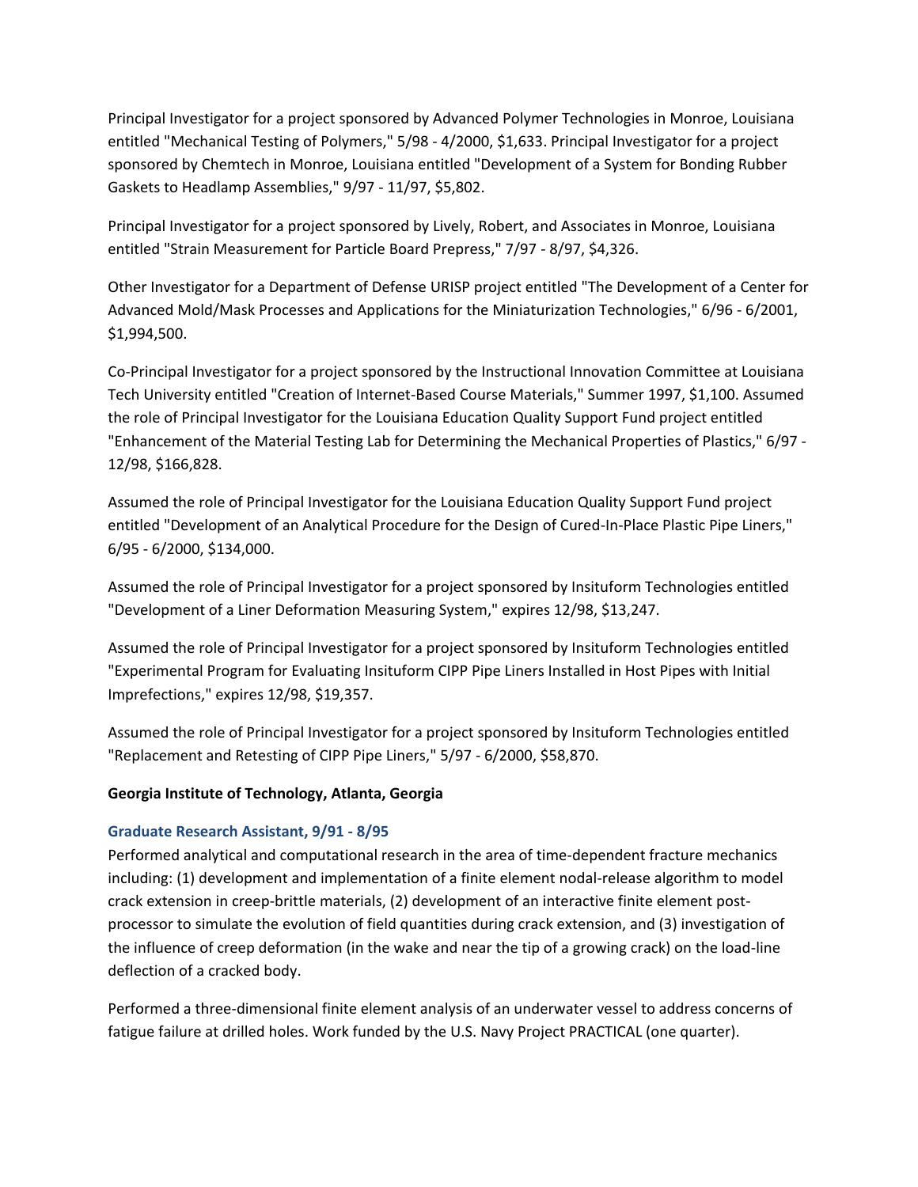Principal Investigator for a project sponsored by Advanced Polymer Technologies in Monroe, Louisiana entitled "Mechanical Testing of Polymers," 5/98 - 4/2000, $1,633. Principal Investigator for a project sponsored by Chemtech in Monroe, Louisiana entitled "Development of a System for Bonding Rubber Gaskets to Headlamp Assemblies," 9/97 - 11/97, $5,802.

Principal Investigator for a project sponsored by Lively, Robert, and Associates in Monroe, Louisiana entitled "Strain Measurement for Particle Board Prepress," 7/97 - 8/97, $4,326.

Other Investigator for a Department of Defense URISP project entitled "The Development of a Center for Advanced Mold/Mask Processes and Applications for the Miniaturization Technologies," 6/96 - 6/2001, $1,994,500.

Co-Principal Investigator for a project sponsored by the Instructional Innovation Committee at Louisiana Tech University entitled "Creation of Internet-Based Course Materials," Summer 1997, $1,100. Assumed the role of Principal Investigator for the Louisiana Education Quality Support Fund project entitled "Enhancement of the Material Testing Lab for Determining the Mechanical Properties of Plastics," 6/97 - 12/98, $166,828.

Assumed the role of Principal Investigator for the Louisiana Education Quality Support Fund project entitled "Development of an Analytical Procedure for the Design of Cured-In-Place Plastic Pipe Liners," 6/95 - 6/2000, $134,000.

Assumed the role of Principal Investigator for a project sponsored by Insituform Technologies entitled "Development of a Liner Deformation Measuring System," expires 12/98, $13,247.

Assumed the role of Principal Investigator for a project sponsored by Insituform Technologies entitled "Experimental Program for Evaluating Insituform CIPP Pipe Liners Installed in Host Pipes with Initial Imprefections," expires 12/98, $19,357.

Assumed the role of Principal Investigator for a project sponsored by Insituform Technologies entitled "Replacement and Retesting of CIPP Pipe Liners," 5/97 - 6/2000, $58,870.

**Georgia Institute of Technology, Atlanta, Georgia**

### Graduate Research Assistant, 9/91 - 8/95

Performed analytical and computational research in the area of time-dependent fracture mechanics including: (1) development and implementation of a finite element nodal-release algorithm to model crack extension in creep-brittle materials, (2) development of an interactive finite element post-processor to simulate the evolution of field quantities during crack extension, and (3) investigation of the influence of creep deformation (in the wake and near the tip of a growing crack) on the load-line deflection of a cracked body.

Performed a three-dimensional finite element analysis of an underwater vessel to address concerns of fatigue failure at drilled holes. Work funded by the U.S. Navy Project PRACTICAL (one quarter).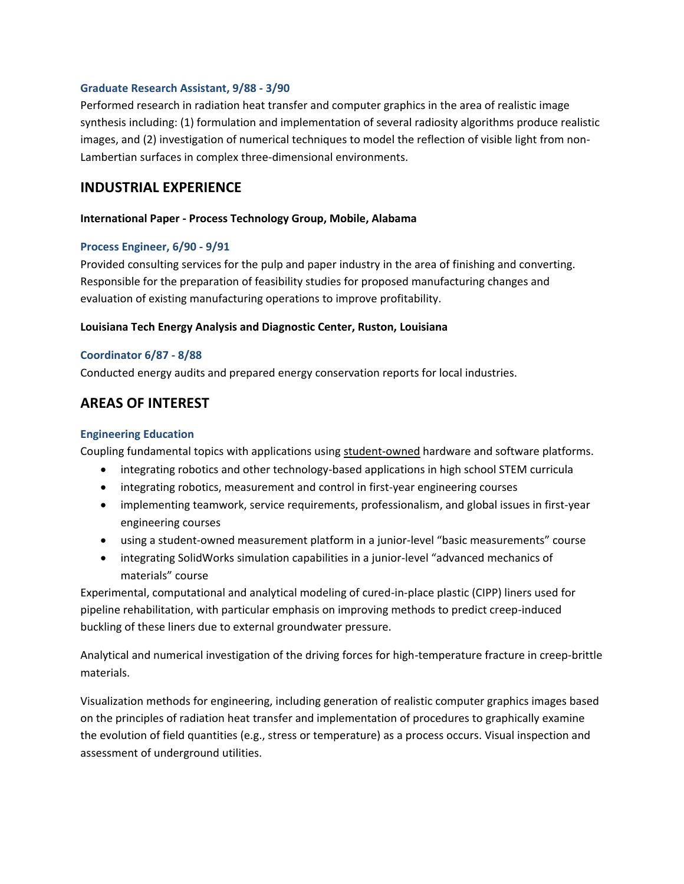### Graduate Research Assistant, 9/88 - 3/90

Performed research in radiation heat transfer and computer graphics in the area of realistic image synthesis including: (1) formulation and implementation of several radiosity algorithms produce realistic images, and (2) investigation of numerical techniques to model the reflection of visible light from non-Lambertian surfaces in complex three-dimensional environments.

## INDUSTRIAL EXPERIENCE

**International Paper - Process Technology Group, Mobile, Alabama**

### Process Engineer, 6/90 - 9/91

Provided consulting services for the pulp and paper industry in the area of finishing and converting. Responsible for the preparation of feasibility studies for proposed manufacturing changes and evaluation of existing manufacturing operations to improve profitability.

**Louisiana Tech Energy Analysis and Diagnostic Center, Ruston, Louisiana**

### Coordinator 6/87 - 8/88

Conducted energy audits and prepared energy conservation reports for local industries.

## AREAS OF INTEREST

### Engineering Education

Coupling fundamental topics with applications using <u>student-owned</u> hardware and software platforms.

- integrating robotics and other technology-based applications in high school STEM curricula
- integrating robotics, measurement and control in first-year engineering courses
- implementing teamwork, service requirements, professionalism, and global issues in first-year engineering courses
- using a student-owned measurement platform in a junior-level "basic measurements" course
- integrating SolidWorks simulation capabilities in a junior-level "advanced mechanics of materials" course

Experimental, computational and analytical modeling of cured-in-place plastic (CIPP) liners used for pipeline rehabilitation, with particular emphasis on improving methods to predict creep-induced buckling of these liners due to external groundwater pressure.

Analytical and numerical investigation of the driving forces for high-temperature fracture in creep-brittle materials.

Visualization methods for engineering, including generation of realistic computer graphics images based on the principles of radiation heat transfer and implementation of procedures to graphically examine the evolution of field quantities (e.g., stress or temperature) as a process occurs. Visual inspection and assessment of underground utilities.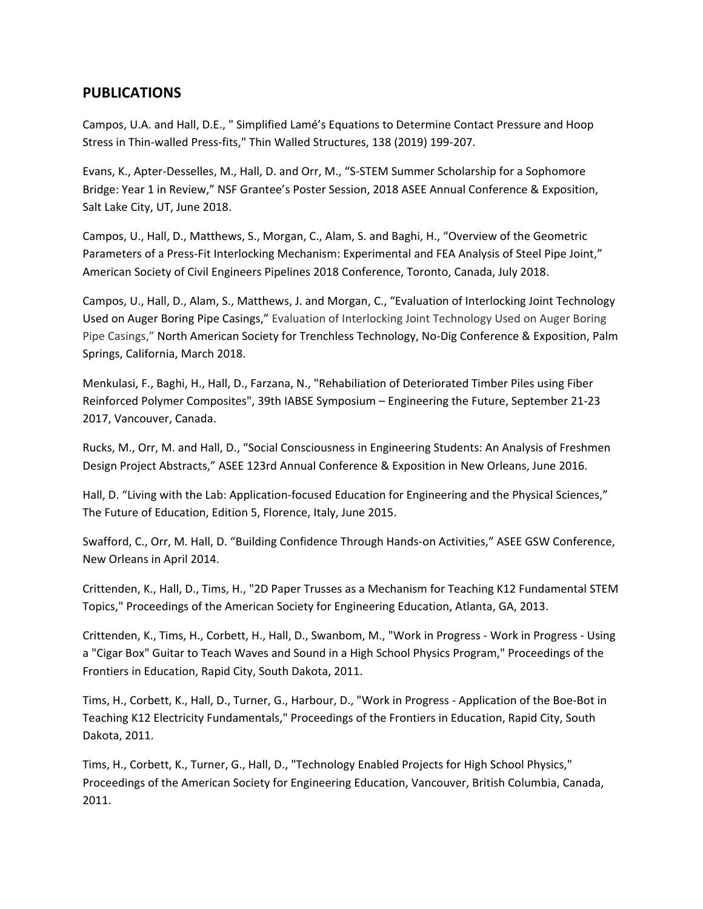## PUBLICATIONS

Campos, U.A. and Hall, D.E., " Simplified Lamé's Equations to Determine Contact Pressure and Hoop Stress in Thin-walled Press-fits," Thin Walled Structures, 138 (2019) 199-207.

Evans, K., Apter-Desselles, M., Hall, D. and Orr, M., "S-STEM Summer Scholarship for a Sophomore Bridge: Year 1 in Review," NSF Grantee's Poster Session, 2018 ASEE Annual Conference & Exposition, Salt Lake City, UT, June 2018.

Campos, U., Hall, D., Matthews, S., Morgan, C., Alam, S. and Baghi, H., "Overview of the Geometric Parameters of a Press-Fit Interlocking Mechanism: Experimental and FEA Analysis of Steel Pipe Joint," American Society of Civil Engineers Pipelines 2018 Conference, Toronto, Canada, July 2018.

Campos, U., Hall, D., Alam, S., Matthews, J. and Morgan, C., "Evaluation of Interlocking Joint Technology Used on Auger Boring Pipe Casings," Evaluation of Interlocking Joint Technology Used on Auger Boring Pipe Casings," North American Society for Trenchless Technology, No-Dig Conference & Exposition, Palm Springs, California, March 2018.

Menkulasi, F., Baghi, H., Hall, D., Farzana, N., "Rehabiliation of Deteriorated Timber Piles using Fiber Reinforced Polymer Composites", 39th IABSE Symposium – Engineering the Future, September 21-23 2017, Vancouver, Canada.

Rucks, M., Orr, M. and Hall, D., "Social Consciousness in Engineering Students: An Analysis of Freshmen Design Project Abstracts," ASEE 123rd Annual Conference & Exposition in New Orleans, June 2016.

Hall, D. "Living with the Lab: Application-focused Education for Engineering and the Physical Sciences," The Future of Education, Edition 5, Florence, Italy, June 2015.

Swafford, C., Orr, M. Hall, D. "Building Confidence Through Hands-on Activities," ASEE GSW Conference, New Orleans in April 2014.

Crittenden, K., Hall, D., Tims, H., "2D Paper Trusses as a Mechanism for Teaching K12 Fundamental STEM Topics," Proceedings of the American Society for Engineering Education, Atlanta, GA, 2013.

Crittenden, K., Tims, H., Corbett, H., Hall, D., Swanbom, M., "Work in Progress - Work in Progress - Using a "Cigar Box" Guitar to Teach Waves and Sound in a High School Physics Program," Proceedings of the Frontiers in Education, Rapid City, South Dakota, 2011.

Tims, H., Corbett, K., Hall, D., Turner, G., Harbour, D., "Work in Progress - Application of the Boe-Bot in Teaching K12 Electricity Fundamentals," Proceedings of the Frontiers in Education, Rapid City, South Dakota, 2011.

Tims, H., Corbett, K., Turner, G., Hall, D., "Technology Enabled Projects for High School Physics," Proceedings of the American Society for Engineering Education, Vancouver, British Columbia, Canada, 2011.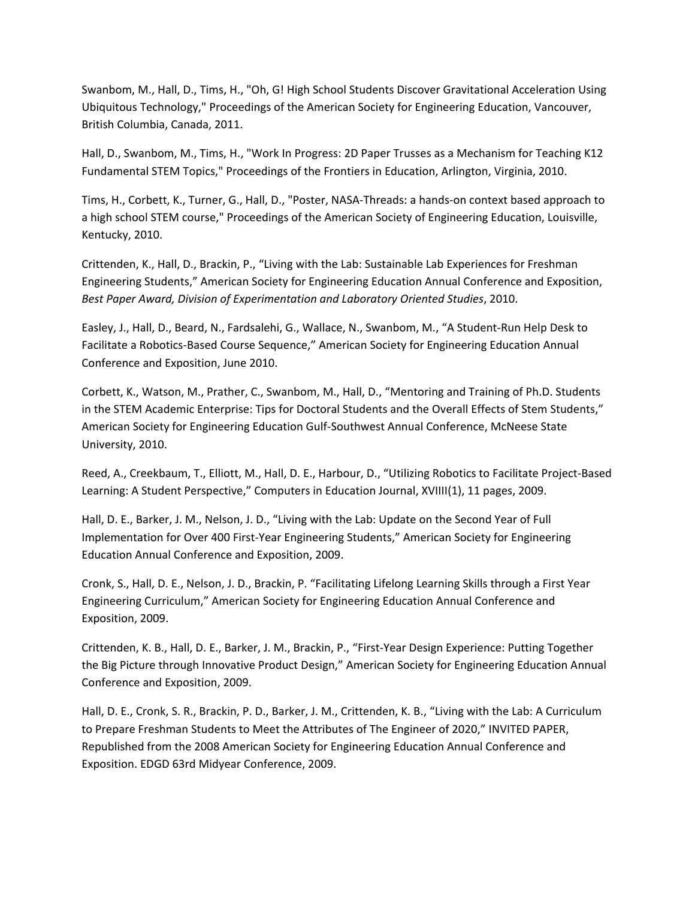Swanbom, M., Hall, D., Tims, H., "Oh, G! High School Students Discover Gravitational Acceleration Using Ubiquitous Technology," Proceedings of the American Society for Engineering Education, Vancouver, British Columbia, Canada, 2011.

Hall, D., Swanbom, M., Tims, H., "Work In Progress: 2D Paper Trusses as a Mechanism for Teaching K12 Fundamental STEM Topics," Proceedings of the Frontiers in Education, Arlington, Virginia, 2010.

Tims, H., Corbett, K., Turner, G., Hall, D., "Poster, NASA-Threads: a hands-on context based approach to a high school STEM course," Proceedings of the American Society of Engineering Education, Louisville, Kentucky, 2010.

Crittenden, K., Hall, D., Brackin, P., "Living with the Lab: Sustainable Lab Experiences for Freshman Engineering Students," American Society for Engineering Education Annual Conference and Exposition, *Best Paper Award, Division of Experimentation and Laboratory Oriented Studies*, 2010.

Easley, J., Hall, D., Beard, N., Fardsalehi, G., Wallace, N., Swanbom, M., "A Student-Run Help Desk to Facilitate a Robotics-Based Course Sequence," American Society for Engineering Education Annual Conference and Exposition, June 2010.

Corbett, K., Watson, M., Prather, C., Swanbom, M., Hall, D., "Mentoring and Training of Ph.D. Students in the STEM Academic Enterprise: Tips for Doctoral Students and the Overall Effects of Stem Students," American Society for Engineering Education Gulf-Southwest Annual Conference, McNeese State University, 2010.

Reed, A., Creekbaum, T., Elliott, M., Hall, D. E., Harbour, D., "Utilizing Robotics to Facilitate Project-Based Learning: A Student Perspective," Computers in Education Journal, XVIIII(1), 11 pages, 2009.

Hall, D. E., Barker, J. M., Nelson, J. D., "Living with the Lab: Update on the Second Year of Full Implementation for Over 400 First-Year Engineering Students," American Society for Engineering Education Annual Conference and Exposition, 2009.

Cronk, S., Hall, D. E., Nelson, J. D., Brackin, P. "Facilitating Lifelong Learning Skills through a First Year Engineering Curriculum," American Society for Engineering Education Annual Conference and Exposition, 2009.

Crittenden, K. B., Hall, D. E., Barker, J. M., Brackin, P., "First-Year Design Experience: Putting Together the Big Picture through Innovative Product Design," American Society for Engineering Education Annual Conference and Exposition, 2009.

Hall, D. E., Cronk, S. R., Brackin, P. D., Barker, J. M., Crittenden, K. B., "Living with the Lab: A Curriculum to Prepare Freshman Students to Meet the Attributes of The Engineer of 2020," INVITED PAPER, Republished from the 2008 American Society for Engineering Education Annual Conference and Exposition. EDGD 63rd Midyear Conference, 2009.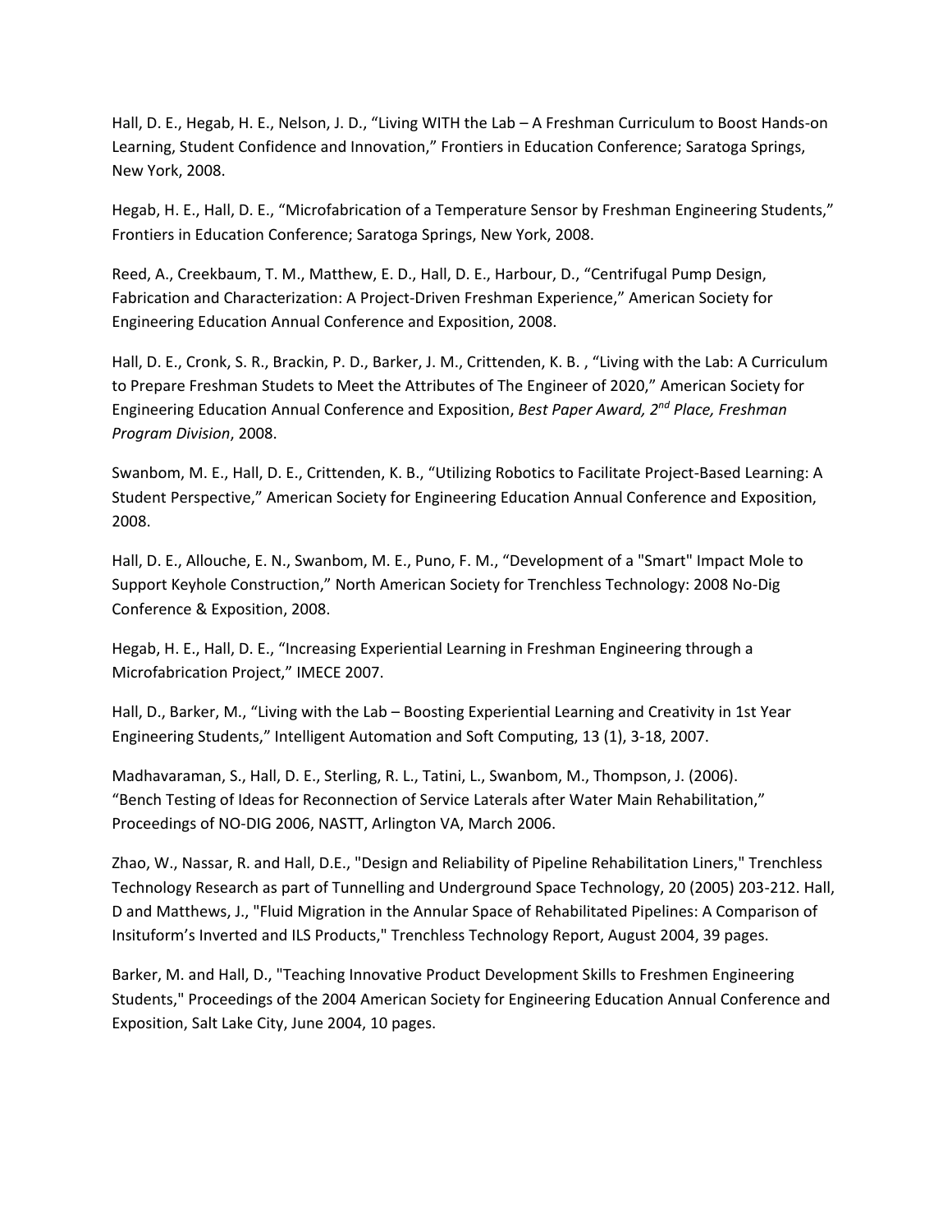Hall, D. E., Hegab, H. E., Nelson, J. D., “Living WITH the Lab – A Freshman Curriculum to Boost Hands-on Learning, Student Confidence and Innovation,” Frontiers in Education Conference; Saratoga Springs, New York, 2008.

Hegab, H. E., Hall, D. E., “Microfabrication of a Temperature Sensor by Freshman Engineering Students,” Frontiers in Education Conference; Saratoga Springs, New York, 2008.

Reed, A., Creekbaum, T. M., Matthew, E. D., Hall, D. E., Harbour, D., “Centrifugal Pump Design, Fabrication and Characterization: A Project-Driven Freshman Experience,” American Society for Engineering Education Annual Conference and Exposition, 2008.

Hall, D. E., Cronk, S. R., Brackin, P. D., Barker, J. M., Crittenden, K. B. , “Living with the Lab: A Curriculum to Prepare Freshman Studets to Meet the Attributes of The Engineer of 2020,” American Society for Engineering Education Annual Conference and Exposition, *Best Paper Award, 2nd Place, Freshman Program Division*, 2008.

Swanbom, M. E., Hall, D. E., Crittenden, K. B., “Utilizing Robotics to Facilitate Project-Based Learning: A Student Perspective,” American Society for Engineering Education Annual Conference and Exposition, 2008.

Hall, D. E., Allouche, E. N., Swanbom, M. E., Puno, F. M., “Development of a "Smart" Impact Mole to Support Keyhole Construction,” North American Society for Trenchless Technology: 2008 No-Dig Conference & Exposition, 2008.

Hegab, H. E., Hall, D. E., “Increasing Experiential Learning in Freshman Engineering through a Microfabrication Project,” IMECE 2007.

Hall, D., Barker, M., “Living with the Lab – Boosting Experiential Learning and Creativity in 1st Year Engineering Students,” Intelligent Automation and Soft Computing, 13 (1), 3-18, 2007.

Madhavaraman, S., Hall, D. E., Sterling, R. L., Tatini, L., Swanbom, M., Thompson, J. (2006). “Bench Testing of Ideas for Reconnection of Service Laterals after Water Main Rehabilitation,” Proceedings of NO-DIG 2006, NASTT, Arlington VA, March 2006.

Zhao, W., Nassar, R. and Hall, D.E., "Design and Reliability of Pipeline Rehabilitation Liners," Trenchless Technology Research as part of Tunnelling and Underground Space Technology, 20 (2005) 203-212. Hall, D and Matthews, J., "Fluid Migration in the Annular Space of Rehabilitated Pipelines: A Comparison of Insituform’s Inverted and ILS Products," Trenchless Technology Report, August 2004, 39 pages.

Barker, M. and Hall, D., "Teaching Innovative Product Development Skills to Freshmen Engineering Students," Proceedings of the 2004 American Society for Engineering Education Annual Conference and Exposition, Salt Lake City, June 2004, 10 pages.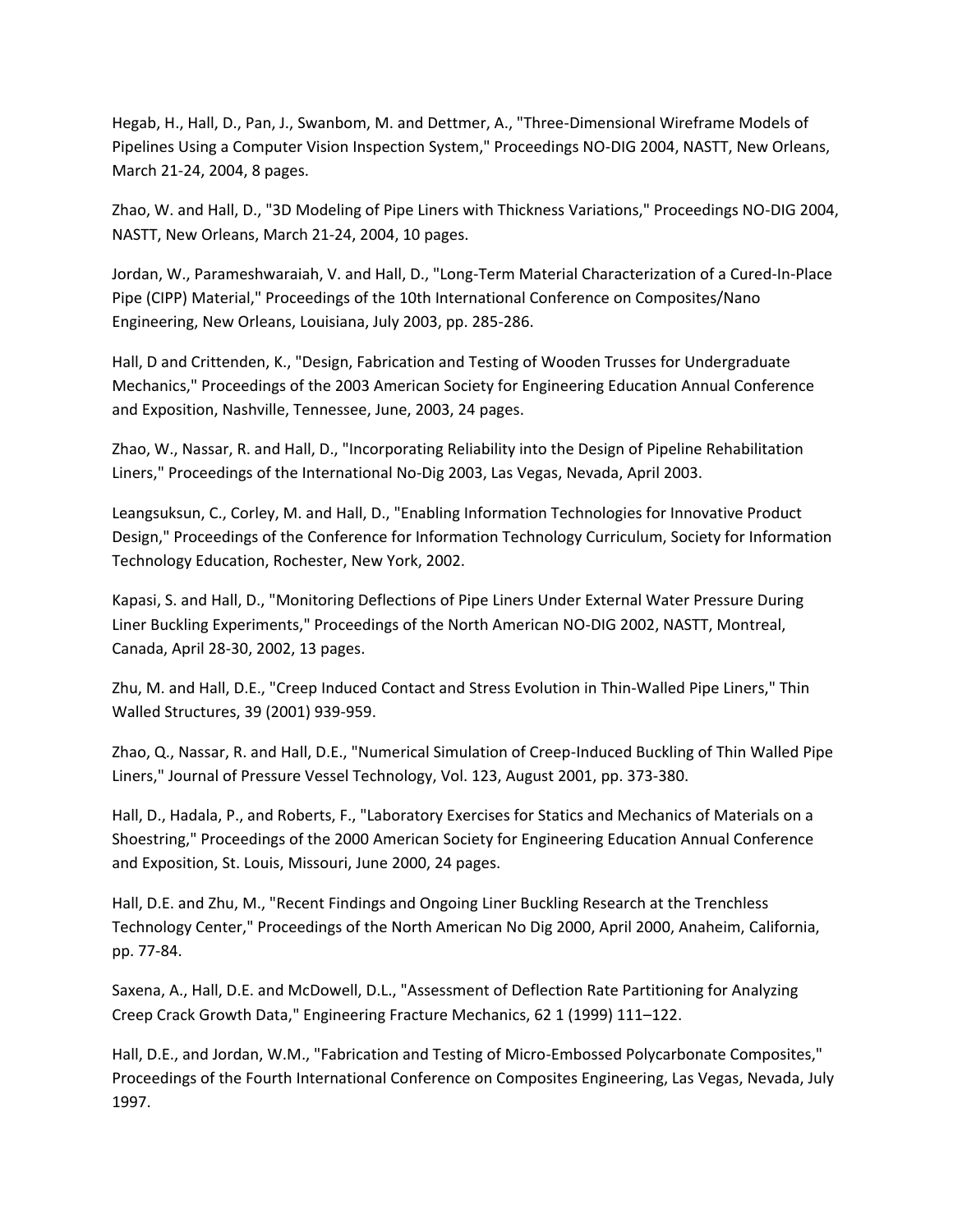Hegab, H., Hall, D., Pan, J., Swanbom, M. and Dettmer, A., "Three-Dimensional Wireframe Models of Pipelines Using a Computer Vision Inspection System," Proceedings NO-DIG 2004, NASTT, New Orleans, March 21-24, 2004, 8 pages.

Zhao, W. and Hall, D., "3D Modeling of Pipe Liners with Thickness Variations," Proceedings NO-DIG 2004, NASTT, New Orleans, March 21-24, 2004, 10 pages.

Jordan, W., Parameshwaraiah, V. and Hall, D., "Long-Term Material Characterization of a Cured-In-Place Pipe (CIPP) Material," Proceedings of the 10th International Conference on Composites/Nano Engineering, New Orleans, Louisiana, July 2003, pp. 285-286.

Hall, D and Crittenden, K., "Design, Fabrication and Testing of Wooden Trusses for Undergraduate Mechanics," Proceedings of the 2003 American Society for Engineering Education Annual Conference and Exposition, Nashville, Tennessee, June, 2003, 24 pages.

Zhao, W., Nassar, R. and Hall, D., "Incorporating Reliability into the Design of Pipeline Rehabilitation Liners," Proceedings of the International No-Dig 2003, Las Vegas, Nevada, April 2003.

Leangsuksun, C., Corley, M. and Hall, D., "Enabling Information Technologies for Innovative Product Design," Proceedings of the Conference for Information Technology Curriculum, Society for Information Technology Education, Rochester, New York, 2002.

Kapasi, S. and Hall, D., "Monitoring Deflections of Pipe Liners Under External Water Pressure During Liner Buckling Experiments," Proceedings of the North American NO-DIG 2002, NASTT, Montreal, Canada, April 28-30, 2002, 13 pages.

Zhu, M. and Hall, D.E., "Creep Induced Contact and Stress Evolution in Thin-Walled Pipe Liners," Thin Walled Structures, 39 (2001) 939-959.

Zhao, Q., Nassar, R. and Hall, D.E., "Numerical Simulation of Creep-Induced Buckling of Thin Walled Pipe Liners," Journal of Pressure Vessel Technology, Vol. 123, August 2001, pp. 373-380.

Hall, D., Hadala, P., and Roberts, F., "Laboratory Exercises for Statics and Mechanics of Materials on a Shoestring," Proceedings of the 2000 American Society for Engineering Education Annual Conference and Exposition, St. Louis, Missouri, June 2000, 24 pages.

Hall, D.E. and Zhu, M., "Recent Findings and Ongoing Liner Buckling Research at the Trenchless Technology Center," Proceedings of the North American No Dig 2000, April 2000, Anaheim, California, pp. 77-84.

Saxena, A., Hall, D.E. and McDowell, D.L., "Assessment of Deflection Rate Partitioning for Analyzing Creep Crack Growth Data," Engineering Fracture Mechanics, 62 1 (1999) 111–122.

Hall, D.E., and Jordan, W.M., "Fabrication and Testing of Micro-Embossed Polycarbonate Composites," Proceedings of the Fourth International Conference on Composites Engineering, Las Vegas, Nevada, July 1997.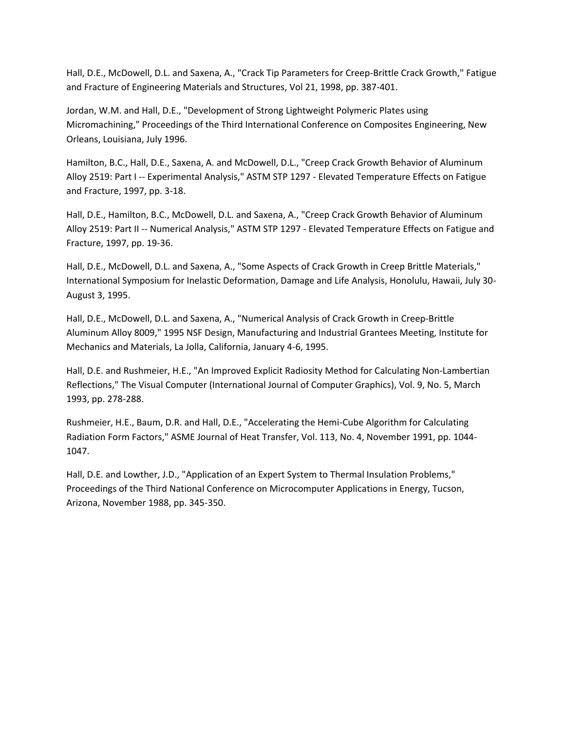Hall, D.E., McDowell, D.L. and Saxena, A., "Crack Tip Parameters for Creep-Brittle Crack Growth," Fatigue and Fracture of Engineering Materials and Structures, Vol 21, 1998, pp. 387-401.

Jordan, W.M. and Hall, D.E., "Development of Strong Lightweight Polymeric Plates using Micromachining," Proceedings of the Third International Conference on Composites Engineering, New Orleans, Louisiana, July 1996.

Hamilton, B.C., Hall, D.E., Saxena, A. and McDowell, D.L., "Creep Crack Growth Behavior of Aluminum Alloy 2519: Part I -- Experimental Analysis," ASTM STP 1297 - Elevated Temperature Effects on Fatigue and Fracture, 1997, pp. 3-18.

Hall, D.E., Hamilton, B.C., McDowell, D.L. and Saxena, A., "Creep Crack Growth Behavior of Aluminum Alloy 2519: Part II -- Numerical Analysis," ASTM STP 1297 - Elevated Temperature Effects on Fatigue and Fracture, 1997, pp. 19-36.

Hall, D.E., McDowell, D.L. and Saxena, A., "Some Aspects of Crack Growth in Creep Brittle Materials," International Symposium for Inelastic Deformation, Damage and Life Analysis, Honolulu, Hawaii, July 30-August 3, 1995.

Hall, D.E., McDowell, D.L. and Saxena, A., "Numerical Analysis of Crack Growth in Creep-Brittle Aluminum Alloy 8009," 1995 NSF Design, Manufacturing and Industrial Grantees Meeting, Institute for Mechanics and Materials, La Jolla, California, January 4-6, 1995.

Hall, D.E. and Rushmeier, H.E., "An Improved Explicit Radiosity Method for Calculating Non-Lambertian Reflections," The Visual Computer (International Journal of Computer Graphics), Vol. 9, No. 5, March 1993, pp. 278-288.

Rushmeier, H.E., Baum, D.R. and Hall, D.E., "Accelerating the Hemi-Cube Algorithm for Calculating Radiation Form Factors," ASME Journal of Heat Transfer, Vol. 113, No. 4, November 1991, pp. 1044-1047.

Hall, D.E. and Lowther, J.D., "Application of an Expert System to Thermal Insulation Problems," Proceedings of the Third National Conference on Microcomputer Applications in Energy, Tucson, Arizona, November 1988, pp. 345-350.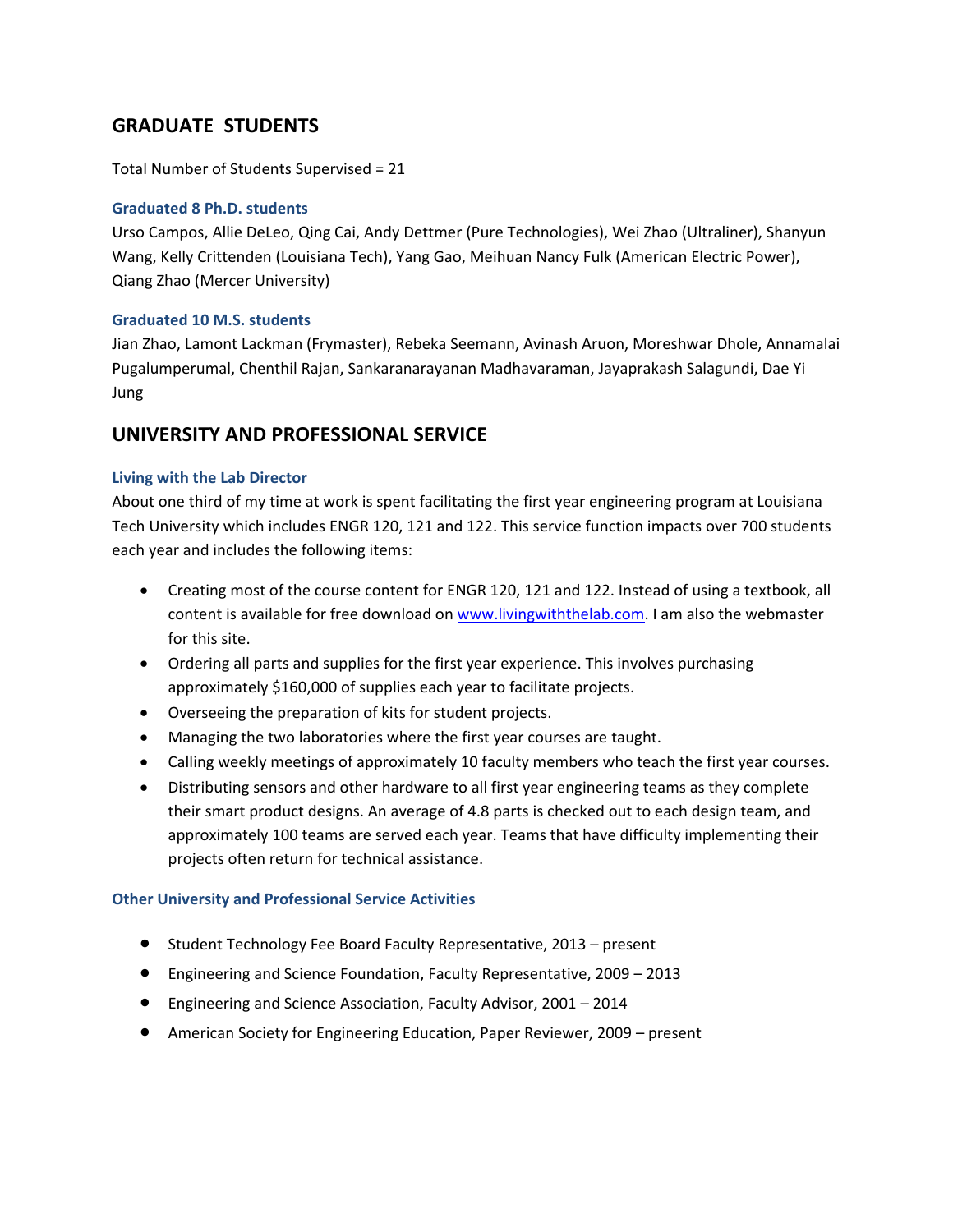## GRADUATE STUDENTS

Total Number of Students Supervised = 21

### Graduated 8 Ph.D. students

Urso Campos, Allie DeLeo, Qing Cai, Andy Dettmer (Pure Technologies), Wei Zhao (Ultraliner), Shanyun Wang, Kelly Crittenden (Louisiana Tech), Yang Gao, Meihuan Nancy Fulk (American Electric Power), Qiang Zhao (Mercer University)

### Graduated 10 M.S. students

Jian Zhao, Lamont Lackman (Frymaster), Rebeka Seemann, Avinash Aruon, Moreshwar Dhole, Annamalai Pugalumperumal, Chenthil Rajan, Sankaranarayanan Madhavaraman, Jayaprakash Salagundi, Dae Yi Jung

## UNIVERSITY AND PROFESSIONAL SERVICE

### Living with the Lab Director

About one third of my time at work is spent facilitating the first year engineering program at Louisiana Tech University which includes ENGR 120, 121 and 122. This service function impacts over 700 students each year and includes the following items:

- Creating most of the course content for ENGR 120, 121 and 122. Instead of using a textbook, all content is available for free download on www.livingwiththelab.com. I am also the webmaster for this site.
- Ordering all parts and supplies for the first year experience. This involves purchasing approximately $160,000 of supplies each year to facilitate projects.
- Overseeing the preparation of kits for student projects.
- Managing the two laboratories where the first year courses are taught.
- Calling weekly meetings of approximately 10 faculty members who teach the first year courses.
- Distributing sensors and other hardware to all first year engineering teams as they complete their smart product designs. An average of 4.8 parts is checked out to each design team, and approximately 100 teams are served each year. Teams that have difficulty implementing their projects often return for technical assistance.

### Other University and Professional Service Activities

- Student Technology Fee Board Faculty Representative, 2013 – present
- Engineering and Science Foundation, Faculty Representative, 2009 – 2013
- Engineering and Science Association, Faculty Advisor, 2001 – 2014
- American Society for Engineering Education, Paper Reviewer, 2009 – present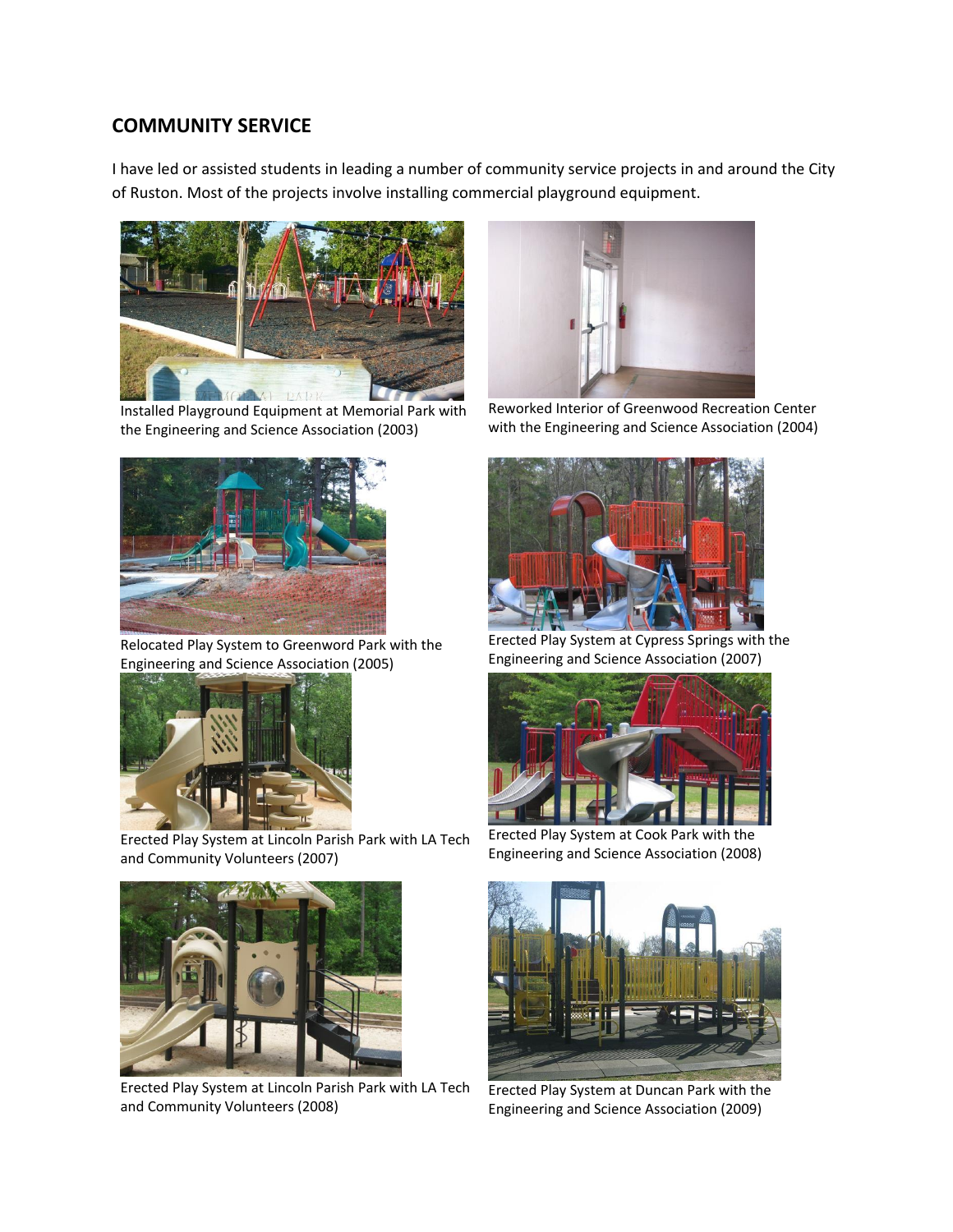## COMMUNITY SERVICE

I have led or assisted students in leading a number of community service projects in and around the City of Ruston. Most of the projects involve installing commercial playground equipment.

Installed Playground Equipment at Memorial Park with the Engineering and Science Association (2003)

Reworked Interior of Greenwood Recreation Center with the Engineering and Science Association (2004)

Relocated Play System to Greenword Park with the Engineering and Science Association (2005)

Erected Play System at Cypress Springs with the Engineering and Science Association (2007)

Erected Play System at Lincoln Parish Park with LA Tech and Community Volunteers (2007)

Erected Play System at Cook Park with the Engineering and Science Association (2008)

Erected Play System at Lincoln Parish Park with LA Tech and Community Volunteers (2008)

Erected Play System at Duncan Park with the Engineering and Science Association (2009)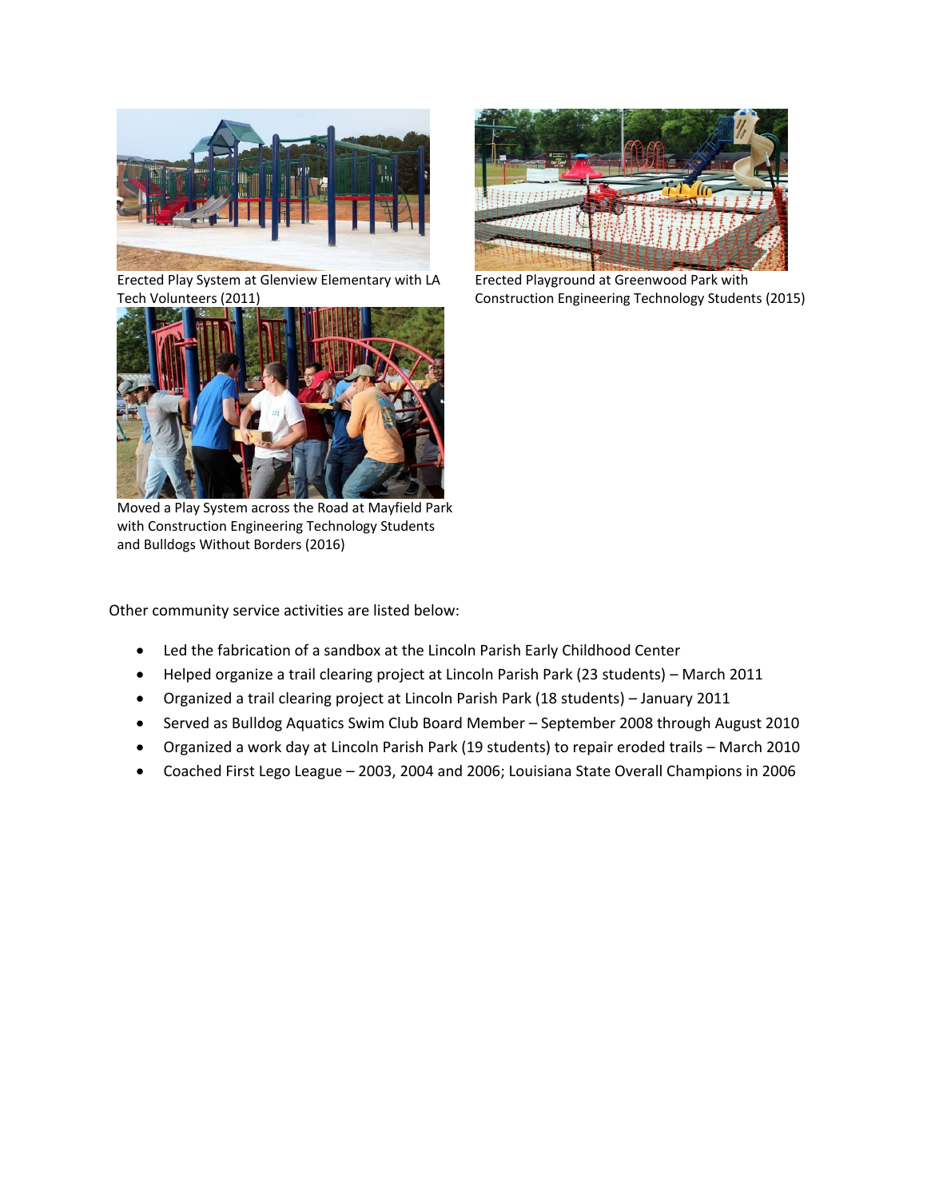Erected Play System at Glenview Elementary with LA Tech Volunteers (2011)

Erected Playground at Greenwood Park with Construction Engineering Technology Students (2015)

Moved a Play System across the Road at Mayfield Park with Construction Engineering Technology Students and Bulldogs Without Borders (2016)

Other community service activities are listed below:

- Led the fabrication of a sandbox at the Lincoln Parish Early Childhood Center
- Helped organize a trail clearing project at Lincoln Parish Park (23 students) – March 2011
- Organized a trail clearing project at Lincoln Parish Park (18 students) – January 2011
- Served as Bulldog Aquatics Swim Club Board Member – September 2008 through August 2010
- Organized a work day at Lincoln Parish Park (19 students) to repair eroded trails – March 2010
- Coached First Lego League – 2003, 2004 and 2006; Louisiana State Overall Champions in 2006